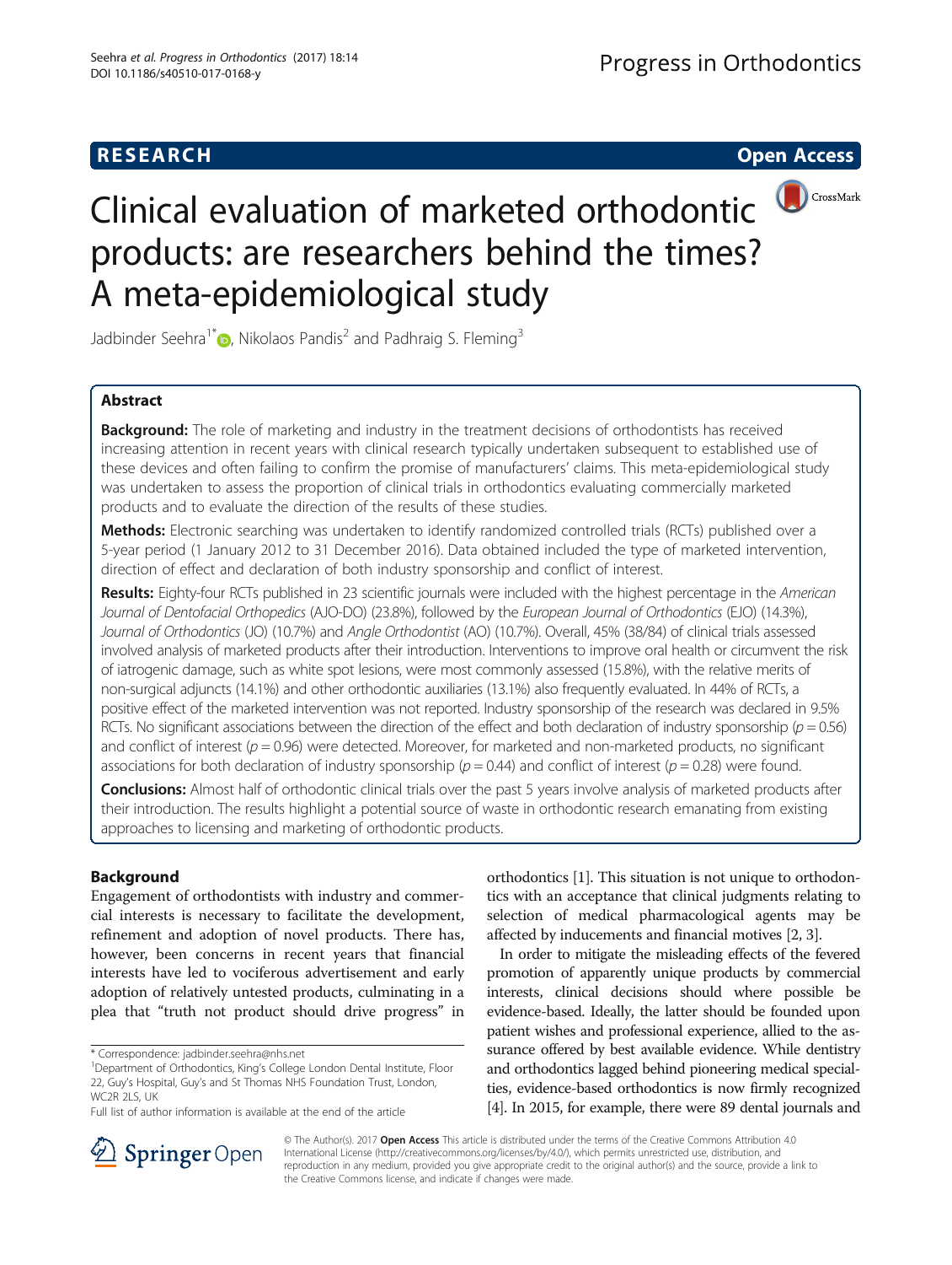RESEARCH Open Access

# Clinical evaluation of marketed orthodontic products: are researchers behind the times? A meta-epidemiological study

Jadbinder Seehra[1*], Nikolaos Pandis[2] and Padhraig S. Fleming[3]

## Abstract

**Background:** The role of marketing and industry in the treatment decisions of orthodontists has received increasing attention in recent years with clinical research typically undertaken subsequent to established use of these devices and often failing to confirm the promise of manufacturers' claims. This meta-epidemiological study was undertaken to assess the proportion of clinical trials in orthodontics evaluating commercially marketed products and to evaluate the direction of the results of these studies.

**Methods:** Electronic searching was undertaken to identify randomized controlled trials (RCTs) published over a 5-year period (1 January 2012 to 31 December 2016). Data obtained included the type of marketed intervention, direction of effect and declaration of both industry sponsorship and conflict of interest.

**Results:** Eighty-four RCTs published in 23 scientific journals were included with the highest percentage in the *American Journal of Dentofacial Orthopedics* (AJO-DO) (23.8%), followed by the *European Journal of Orthodontics* (EJO) (14.3%), *Journal of Orthodontics* (JO) (10.7%) and *Angle Orthodontist* (AO) (10.7%). Overall, 45% (38/84) of clinical trials assessed involved analysis of marketed products after their introduction. Interventions to improve oral health or circumvent the risk of iatrogenic damage, such as white spot lesions, were most commonly assessed (15.8%), with the relative merits of non-surgical adjuncts (14.1%) and other orthodontic auxiliaries (13.1%) also frequently evaluated. In 44% of RCTs, a positive effect of the marketed intervention was not reported. Industry sponsorship of the research was declared in 9.5% RCTs. No significant associations between the direction of the effect and both declaration of industry sponsorship ($p = 0.56$) and conflict of interest ($p = 0.96$) were detected. Moreover, for marketed and non-marketed products, no significant associations for both declaration of industry sponsorship ($p = 0.44$) and conflict of interest ($p = 0.28$) were found.

**Conclusions:** Almost half of orthodontic clinical trials over the past 5 years involve analysis of marketed products after their introduction. The results highlight a potential source of waste in orthodontic research emanating from existing approaches to licensing and marketing of orthodontic products.

## Background

Engagement of orthodontists with industry and commercial interests is necessary to facilitate the development, refinement and adoption of novel products. There has, however, been concerns in recent years that financial interests have led to vociferous advertisement and early adoption of relatively untested products, culminating in a plea that "truth not product should drive progress" in orthodontics [1]. This situation is not unique to orthodontics with an acceptance that clinical judgments relating to selection of medical pharmacological agents may be affected by inducements and financial motives [2, 3].

In order to mitigate the misleading effects of the fevered promotion of apparently unique products by commercial interests, clinical decisions should where possible be evidence-based. Ideally, the latter should be founded upon patient wishes and professional experience, allied to the assurance offered by best available evidence. While dentistry and orthodontics lagged behind pioneering medical specialties, evidence-based orthodontics is now firmly recognized [4]. In 2015, for example, there were 89 dental journals and

\* Correspondence: jadbinder.seehra@nhs.net

[1]Department of Orthodontics, King's College London Dental Institute, Floor 22, Guy's Hospital, Guy's and St Thomas NHS Foundation Trust, London, WC2R 2LS, UK

Full list of author information is available at the end of the article

© The Author(s). 2017 **Open Access** This article is distributed under the terms of the Creative Commons Attribution 4.0 International License (http://creativecommons.org/licenses/by/4.0/), which permits unrestricted use, distribution, and reproduction in any medium, provided you give appropriate credit to the original author(s) and the source, provide a link to the Creative Commons license, and indicate if changes were made.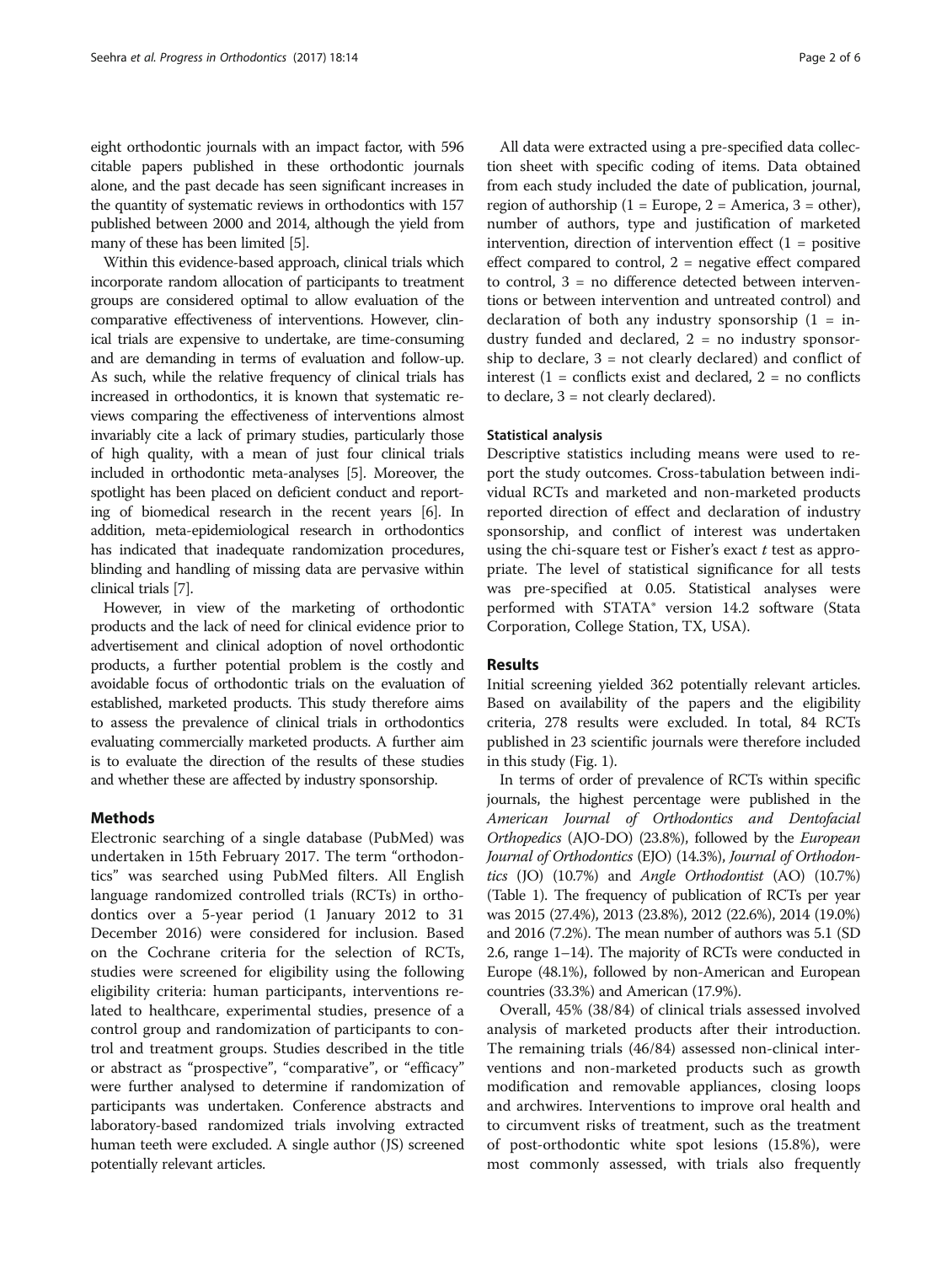eight orthodontic journals with an impact factor, with 596 citable papers published in these orthodontic journals alone, and the past decade has seen significant increases in the quantity of systematic reviews in orthodontics with 157 published between 2000 and 2014, although the yield from many of these has been limited [5].

Within this evidence-based approach, clinical trials which incorporate random allocation of participants to treatment groups are considered optimal to allow evaluation of the comparative effectiveness of interventions. However, clinical trials are expensive to undertake, are time-consuming and are demanding in terms of evaluation and follow-up. As such, while the relative frequency of clinical trials has increased in orthodontics, it is known that systematic reviews comparing the effectiveness of interventions almost invariably cite a lack of primary studies, particularly those of high quality, with a mean of just four clinical trials included in orthodontic meta-analyses [5]. Moreover, the spotlight has been placed on deficient conduct and reporting of biomedical research in the recent years [6]. In addition, meta-epidemiological research in orthodontics has indicated that inadequate randomization procedures, blinding and handling of missing data are pervasive within clinical trials [7].

However, in view of the marketing of orthodontic products and the lack of need for clinical evidence prior to advertisement and clinical adoption of novel orthodontic products, a further potential problem is the costly and avoidable focus of orthodontic trials on the evaluation of established, marketed products. This study therefore aims to assess the prevalence of clinical trials in orthodontics evaluating commercially marketed products. A further aim is to evaluate the direction of the results of these studies and whether these are affected by industry sponsorship.

## Methods

Electronic searching of a single database (PubMed) was undertaken in 15th February 2017. The term "orthodontics" was searched using PubMed filters. All English language randomized controlled trials (RCTs) in orthodontics over a 5-year period (1 January 2012 to 31 December 2016) were considered for inclusion. Based on the Cochrane criteria for the selection of RCTs, studies were screened for eligibility using the following eligibility criteria: human participants, interventions related to healthcare, experimental studies, presence of a control group and randomization of participants to control and treatment groups. Studies described in the title or abstract as "prospective", "comparative", or "efficacy" were further analysed to determine if randomization of participants was undertaken. Conference abstracts and laboratory-based randomized trials involving extracted human teeth were excluded. A single author (JS) screened potentially relevant articles.

All data were extracted using a pre-specified data collection sheet with specific coding of items. Data obtained from each study included the date of publication, journal, region of authorship (1 = Europe, 2 = America, 3 = other), number of authors, type and justification of marketed intervention, direction of intervention effect (1 = positive effect compared to control, 2 = negative effect compared to control, 3 = no difference detected between interventions or between intervention and untreated control) and declaration of both any industry sponsorship (1 = industry funded and declared, 2 = no industry sponsorship to declare, 3 = not clearly declared) and conflict of interest (1 = conflicts exist and declared, 2 = no conflicts to declare, 3 = not clearly declared).

### Statistical analysis

Descriptive statistics including means were used to report the study outcomes. Cross-tabulation between individual RCTs and marketed and non-marketed products reported direction of effect and declaration of industry sponsorship, and conflict of interest was undertaken using the chi-square test or Fisher's exact *t* test as appropriate. The level of statistical significance for all tests was pre-specified at 0.05. Statistical analyses were performed with STATA® version 14.2 software (Stata Corporation, College Station, TX, USA).

## Results

Initial screening yielded 362 potentially relevant articles. Based on availability of the papers and the eligibility criteria, 278 results were excluded. In total, 84 RCTs published in 23 scientific journals were therefore included in this study (Fig. 1).

In terms of order of prevalence of RCTs within specific journals, the highest percentage were published in the *American Journal of Orthodontics and Dentofacial Orthopedics* (AJO-DO) (23.8%), followed by the *European Journal of Orthodontics* (EJO) (14.3%), *Journal of Orthodontics* (JO) (10.7%) and *Angle Orthodontist* (AO) (10.7%) (Table 1). The frequency of publication of RCTs per year was 2015 (27.4%), 2013 (23.8%), 2012 (22.6%), 2014 (19.0%) and 2016 (7.2%). The mean number of authors was 5.1 (SD 2.6, range 1–14). The majority of RCTs were conducted in Europe (48.1%), followed by non-American and European countries (33.3%) and American (17.9%).

Overall, 45% (38/84) of clinical trials assessed involved analysis of marketed products after their introduction. The remaining trials (46/84) assessed non-clinical interventions and non-marketed products such as growth modification and removable appliances, closing loops and archwires. Interventions to improve oral health and to circumvent risks of treatment, such as the treatment of post-orthodontic white spot lesions (15.8%), were most commonly assessed, with trials also frequently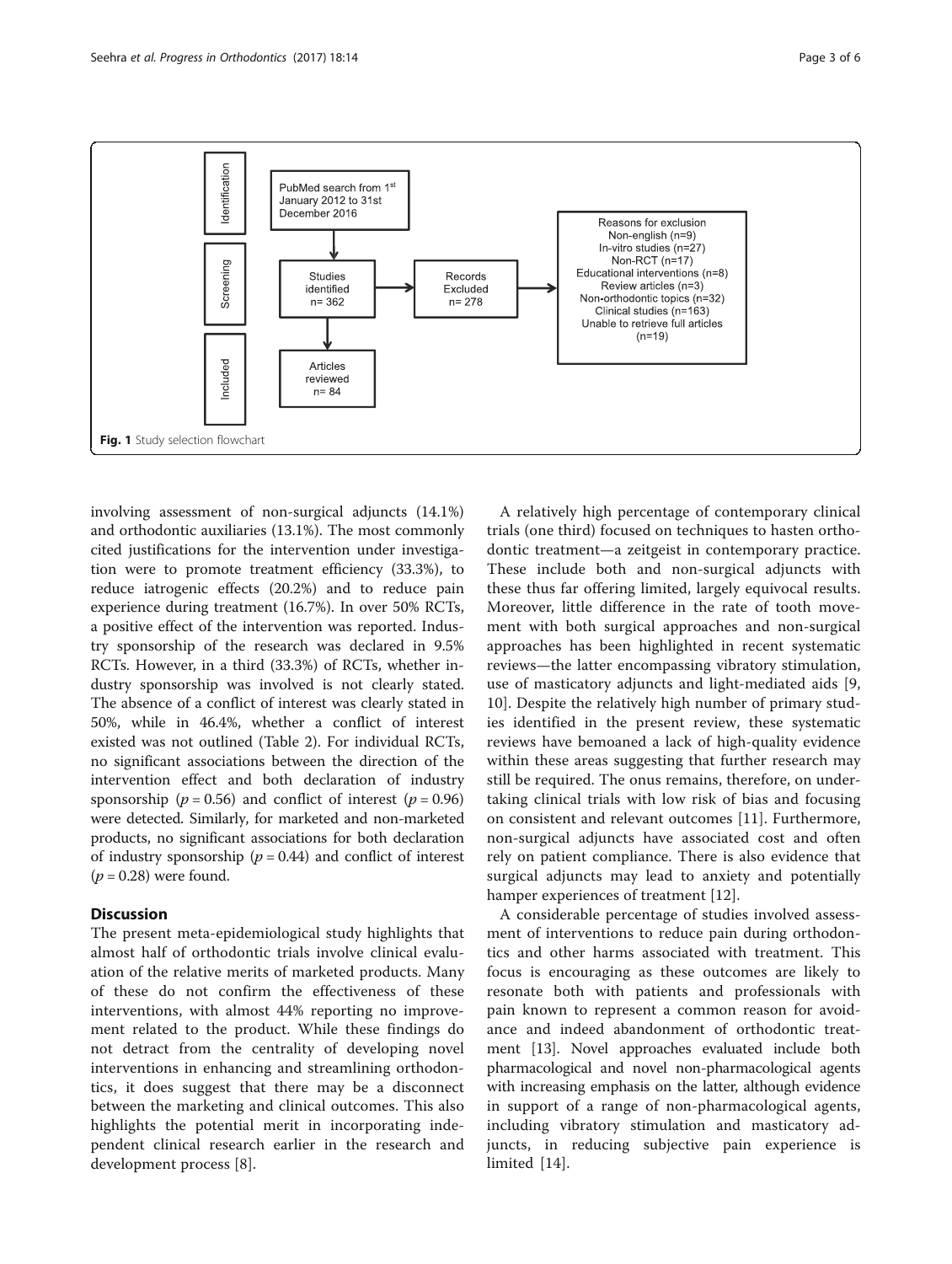Identification

PubMed search from 1st January 2012 to 31st December 2016

Screening

Studies identified n= 362

Records Excluded n= 278

Reasons for exclusion
Non-english (n=9)
In-vitro studies (n=27)
Non-RCT (n=17)
Educational interventions (n=8)
Review articles (n=3)
Non-orthodontic topics (n=32)
Clinical studies (n=163)
Unable to retrieve full articles (n=19)

Included

Articles reviewed n= 84

**Fig. 1** Study selection flowchart

involving assessment of non-surgical adjuncts (14.1%) and orthodontic auxiliaries (13.1%). The most commonly cited justifications for the intervention under investigation were to promote treatment efficiency (33.3%), to reduce iatrogenic effects (20.2%) and to reduce pain experience during treatment (16.7%). In over 50% RCTs, a positive effect of the intervention was reported. Industry sponsorship of the research was declared in 9.5% RCTs. However, in a third (33.3%) of RCTs, whether industry sponsorship was involved is not clearly stated. The absence of a conflict of interest was clearly stated in 50%, while in 46.4%, whether a conflict of interest existed was not outlined (Table 2). For individual RCTs, no significant associations between the direction of the intervention effect and both declaration of industry sponsorship ($p = 0.56$) and conflict of interest ($p = 0.96$) were detected. Similarly, for marketed and non-marketed products, no significant associations for both declaration of industry sponsorship ($p = 0.44$) and conflict of interest ($p = 0.28$) were found.

## Discussion

The present meta-epidemiological study highlights that almost half of orthodontic trials involve clinical evaluation of the relative merits of marketed products. Many of these do not confirm the effectiveness of these interventions, with almost 44% reporting no improvement related to the product. While these findings do not detract from the centrality of developing novel interventions in enhancing and streamlining orthodontics, it does suggest that there may be a disconnect between the marketing and clinical outcomes. This also highlights the potential merit in incorporating independent clinical research earlier in the research and development process [8].

A relatively high percentage of contemporary clinical trials (one third) focused on techniques to hasten orthodontic treatment—a zeitgeist in contemporary practice. These include both and non-surgical adjuncts with these thus far offering limited, largely equivocal results. Moreover, little difference in the rate of tooth movement with both surgical approaches and non-surgical approaches has been highlighted in recent systematic reviews—the latter encompassing vibratory stimulation, use of masticatory adjuncts and light-mediated aids [9, 10]. Despite the relatively high number of primary studies identified in the present review, these systematic reviews have bemoaned a lack of high-quality evidence within these areas suggesting that further research may still be required. The onus remains, therefore, on undertaking clinical trials with low risk of bias and focusing on consistent and relevant outcomes [11]. Furthermore, non-surgical adjuncts have associated cost and often rely on patient compliance. There is also evidence that surgical adjuncts may lead to anxiety and potentially hamper experiences of treatment [12].

A considerable percentage of studies involved assessment of interventions to reduce pain during orthodontics and other harms associated with treatment. This focus is encouraging as these outcomes are likely to resonate both with patients and professionals with pain known to represent a common reason for avoidance and indeed abandonment of orthodontic treatment [13]. Novel approaches evaluated include both pharmacological and novel non-pharmacological agents with increasing emphasis on the latter, although evidence in support of a range of non-pharmacological agents, including vibratory stimulation and masticatory adjuncts, in reducing subjective pain experience is limited [14].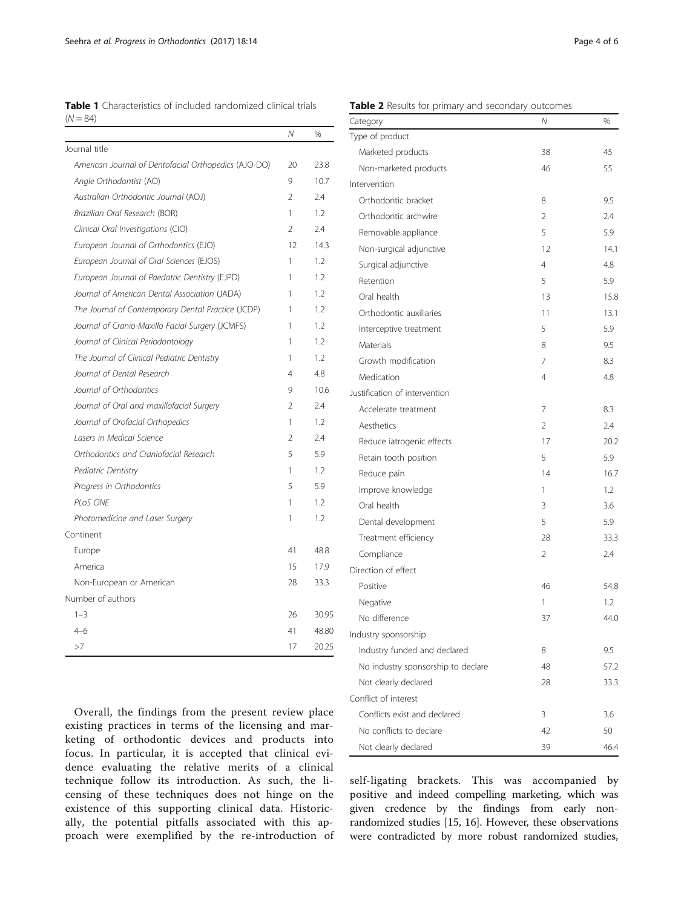**Table 1** Characteristics of included randomized clinical trials ($N = 84$)

| | N | % |
|---|---|---|
| Journal title | | |
| *American Journal of Dentofacial Orthopedics* (AJO-DO) | 20 | 23.8 |
| *Angle Orthodontist* (AO) | 9 | 10.7 |
| *Australian Orthodontic Journal* (AOJ) | 2 | 2.4 |
| *Brazilian Oral Research* (BOR) | 1 | 1.2 |
| *Clinical Oral Investigations* (CIO) | 2 | 2.4 |
| *European Journal of Orthodontics* (EJO) | 12 | 14.3 |
| *European Journal of Oral Sciences* (EJOS) | 1 | 1.2 |
| *European Journal of Paedatric Dentistry* (EJPD) | 1 | 1.2 |
| *Journal of American Dental Association* (JADA) | 1 | 1.2 |
| *The Journal of Contemporary Dental Practice* (JCDP) | 1 | 1.2 |
| *Journal of Cranio-Maxillo Facial Surgery* (JCMFS) | 1 | 1.2 |
| *Journal of Clinical Periodontology* | 1 | 1.2 |
| *The Journal of Clinical Pediatric Dentistry* | 1 | 1.2 |
| *Journal of Dental Research* | 4 | 4.8 |
| *Journal of Orthodontics* | 9 | 10.6 |
| *Journal of Oral and maxillofacial Surgery* | 2 | 2.4 |
| *Journal of Orofacial Orthopedics* | 1 | 1.2 |
| *Lasers in Medical Science* | 2 | 2.4 |
| *Orthodontics and Craniofacial Research* | 5 | 5.9 |
| *Pediatric Dentistry* | 1 | 1.2 |
| *Progress in Orthodontics* | 5 | 5.9 |
| *PLoS ONE* | 1 | 1.2 |
| *Photomedicine and Laser Surgery* | 1 | 1.2 |
| Continent | | |
| Europe | 41 | 48.8 |
| America | 15 | 17.9 |
| Non-European or American | 28 | 33.3 |
| Number of authors | | |
| 1–3 | 26 | 30.95 |
| 4–6 | 41 | 48.80 |
| >7 | 17 | 20.25 |

**Table 2** Results for primary and secondary outcomes

| Category | N | % |
|---|---|---|
| Type of product | | |
| Marketed products | 38 | 45 |
| Non-marketed products | 46 | 55 |
| Intervention | | |
| Orthodontic bracket | 8 | 9.5 |
| Orthodontic archwire | 2 | 2.4 |
| Removable appliance | 5 | 5.9 |
| Non-surgical adjunctive | 12 | 14.1 |
| Surgical adjunctive | 4 | 4.8 |
| Retention | 5 | 5.9 |
| Oral health | 13 | 15.8 |
| Orthodontic auxiliaries | 11 | 13.1 |
| Interceptive treatment | 5 | 5.9 |
| Materials | 8 | 9.5 |
| Growth modification | 7 | 8.3 |
| Medication | 4 | 4.8 |
| Justification of intervention | | |
| Accelerate treatment | 7 | 8.3 |
| Aesthetics | 2 | 2.4 |
| Reduce iatrogenic effects | 17 | 20.2 |
| Retain tooth position | 5 | 5.9 |
| Reduce pain | 14 | 16.7 |
| Improve knowledge | 1 | 1.2 |
| Oral health | 3 | 3.6 |
| Dental development | 5 | 5.9 |
| Treatment efficiency | 28 | 33.3 |
| Compliance | 2 | 2.4 |
| Direction of effect | | |
| Positive | 46 | 54.8 |
| Negative | 1 | 1.2 |
| No difference | 37 | 44.0 |
| Industry sponsorship | | |
| Industry funded and declared | 8 | 9.5 |
| No industry sponsorship to declare | 48 | 57.2 |
| Not clearly declared | 28 | 33.3 |
| Conflict of interest | | |
| Conflicts exist and declared | 3 | 3.6 |
| No conflicts to declare | 42 | 50 |
| Not clearly declared | 39 | 46.4 |

Overall, the findings from the present review place existing practices in terms of the licensing and marketing of orthodontic devices and products into focus. In particular, it is accepted that clinical evidence evaluating the relative merits of a clinical technique follow its introduction. As such, the licensing of these techniques does not hinge on the existence of this supporting clinical data. Historically, the potential pitfalls associated with this approach were exemplified by the re-introduction of self-ligating brackets. This was accompanied by positive and indeed compelling marketing, which was given credence by the findings from early non-randomized studies [15, 16]. However, these observations were contradicted by more robust randomized studies,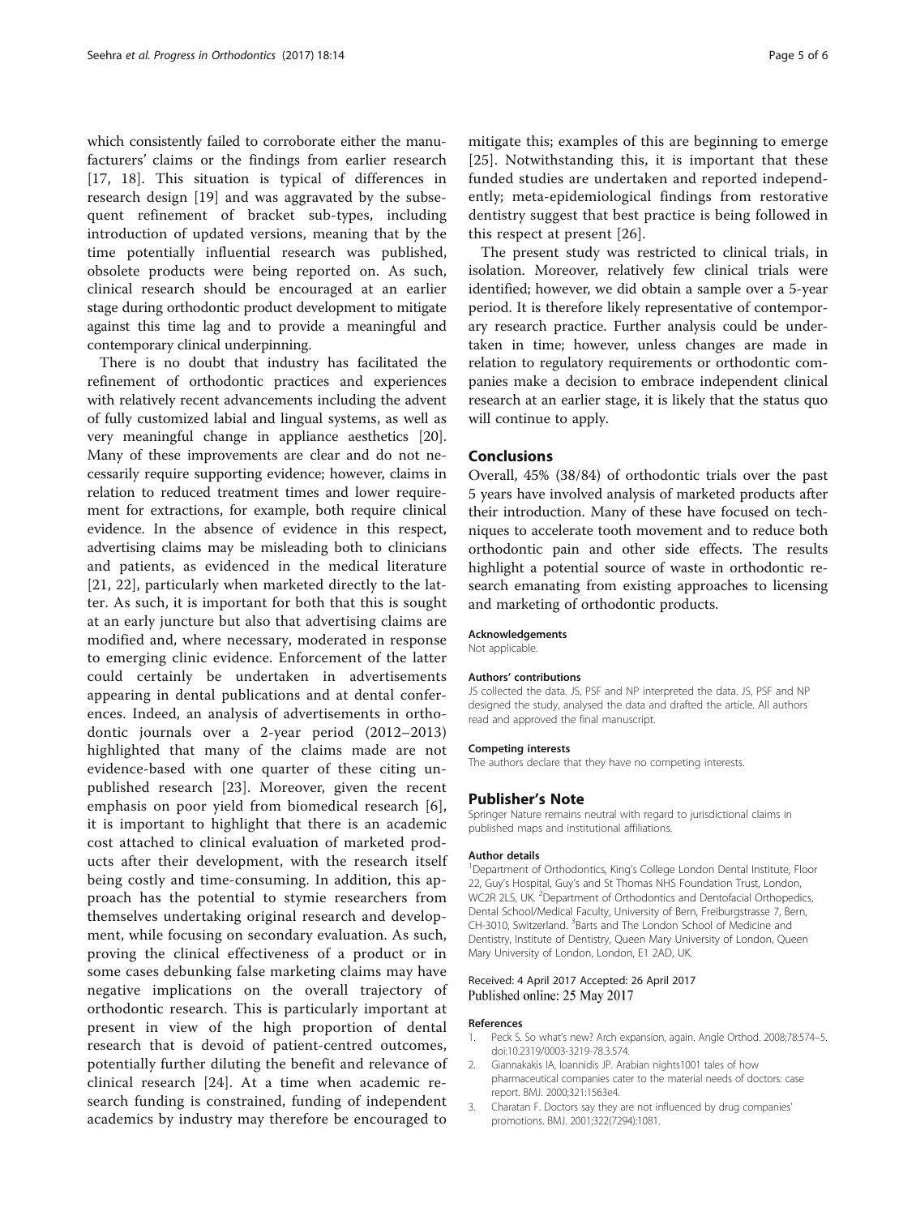which consistently failed to corroborate either the manufacturers' claims or the findings from earlier research [17, 18]. This situation is typical of differences in research design [19] and was aggravated by the subsequent refinement of bracket sub-types, including introduction of updated versions, meaning that by the time potentially influential research was published, obsolete products were being reported on. As such, clinical research should be encouraged at an earlier stage during orthodontic product development to mitigate against this time lag and to provide a meaningful and contemporary clinical underpinning.

There is no doubt that industry has facilitated the refinement of orthodontic practices and experiences with relatively recent advancements including the advent of fully customized labial and lingual systems, as well as very meaningful change in appliance aesthetics [20]. Many of these improvements are clear and do not necessarily require supporting evidence; however, claims in relation to reduced treatment times and lower requirement for extractions, for example, both require clinical evidence. In the absence of evidence in this respect, advertising claims may be misleading both to clinicians and patients, as evidenced in the medical literature [21, 22], particularly when marketed directly to the latter. As such, it is important for both that this is sought at an early juncture but also that advertising claims are modified and, where necessary, moderated in response to emerging clinic evidence. Enforcement of the latter could certainly be undertaken in advertisements appearing in dental publications and at dental conferences. Indeed, an analysis of advertisements in orthodontic journals over a 2-year period (2012–2013) highlighted that many of the claims made are not evidence-based with one quarter of these citing unpublished research [23]. Moreover, given the recent emphasis on poor yield from biomedical research [6], it is important to highlight that there is an academic cost attached to clinical evaluation of marketed products after their development, with the research itself being costly and time-consuming. In addition, this approach has the potential to stymie researchers from themselves undertaking original research and development, while focusing on secondary evaluation. As such, proving the clinical effectiveness of a product or in some cases debunking false marketing claims may have negative implications on the overall trajectory of orthodontic research. This is particularly important at present in view of the high proportion of dental research that is devoid of patient-centred outcomes, potentially further diluting the benefit and relevance of clinical research [24]. At a time when academic research funding is constrained, funding of independent academics by industry may therefore be encouraged to mitigate this; examples of this are beginning to emerge [25]. Notwithstanding this, it is important that these funded studies are undertaken and reported independently; meta-epidemiological findings from restorative dentistry suggest that best practice is being followed in this respect at present [26].

The present study was restricted to clinical trials, in isolation. Moreover, relatively few clinical trials were identified; however, we did obtain a sample over a 5-year period. It is therefore likely representative of contemporary research practice. Further analysis could be undertaken in time; however, unless changes are made in relation to regulatory requirements or orthodontic companies make a decision to embrace independent clinical research at an earlier stage, it is likely that the status quo will continue to apply.

## Conclusions

Overall, 45% (38/84) of orthodontic trials over the past 5 years have involved analysis of marketed products after their introduction. Many of these have focused on techniques to accelerate tooth movement and to reduce both orthodontic pain and other side effects. The results highlight a potential source of waste in orthodontic research emanating from existing approaches to licensing and marketing of orthodontic products.

#### Acknowledgements

Not applicable.

#### Authors' contributions

JS collected the data. JS, PSF and NP interpreted the data. JS, PSF and NP designed the study, analysed the data and drafted the article. All authors read and approved the final manuscript.

#### Competing interests

The authors declare that they have no competing interests.

### Publisher's Note

Springer Nature remains neutral with regard to jurisdictional claims in published maps and institutional affiliations.

#### Author details

[1]Department of Orthodontics, King's College London Dental Institute, Floor 22, Guy's Hospital, Guy's and St Thomas NHS Foundation Trust, London, WC2R 2LS, UK. [2]Department of Orthodontics and Dentofacial Orthopedics, Dental School/Medical Faculty, University of Bern, Freiburgstrasse 7, Bern, CH-3010, Switzerland. [3]Barts and The London School of Medicine and Dentistry, Institute of Dentistry, Queen Mary University of London, Queen Mary University of London, London, E1 2AD, UK.

Received: 4 April 2017 Accepted: 26 April 2017
Published online: 25 May 2017

#### References

1. Peck S. So what's new? Arch expansion, again. Angle Orthod. 2008;78:574–5. doi:10.2319/0003-3219-78.3.574.
2. Giannakakis IA, Ioannidis JP. Arabian nights1001 tales of how pharmaceutical companies cater to the material needs of doctors: case report. BMJ. 2000;321:1563e4.
3. Charatan F. Doctors say they are not influenced by drug companies' promotions. BMJ. 2001;322(7294):1081.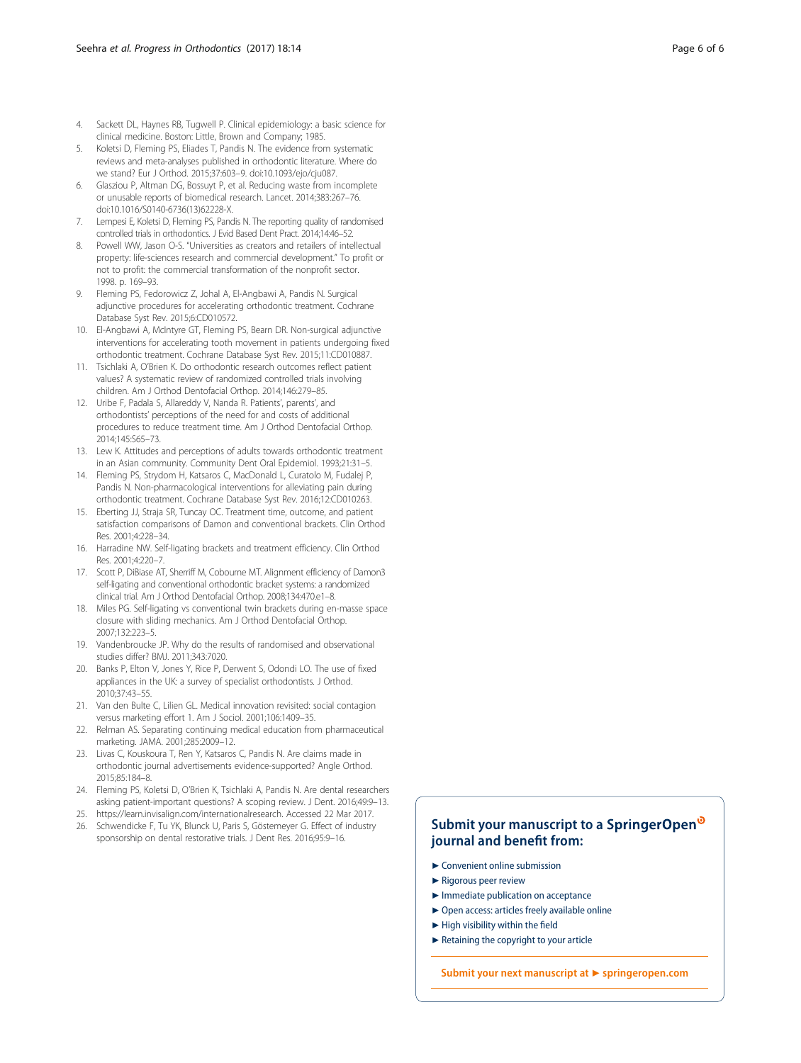4. Sackett DL, Haynes RB, Tugwell P. Clinical epidemiology: a basic science for clinical medicine. Boston: Little, Brown and Company; 1985.
5. Koletsi D, Fleming PS, Eliades T, Pandis N. The evidence from systematic reviews and meta-analyses published in orthodontic literature. Where do we stand? Eur J Orthod. 2015;37:603–9. doi:10.1093/ejo/cju087.
6. Glasziou P, Altman DG, Bossuyt P, et al. Reducing waste from incomplete or unusable reports of biomedical research. Lancet. 2014;383:267–76. doi:10.1016/S0140-6736(13)62228-X.
7. Lempesi E, Koletsi D, Fleming PS, Pandis N. The reporting quality of randomised controlled trials in orthodontics. J Evid Based Dent Pract. 2014;14:46–52.
8. Powell WW, Jason O-S. "Universities as creators and retailers of intellectual property: life-sciences research and commercial development." To profit or not to profit: the commercial transformation of the nonprofit sector. 1998. p. 169–93.
9. Fleming PS, Fedorowicz Z, Johal A, El-Angbawi A, Pandis N. Surgical adjunctive procedures for accelerating orthodontic treatment. Cochrane Database Syst Rev. 2015;6:CD010572.
10. El-Angbawi A, McIntyre GT, Fleming PS, Bearn DR. Non-surgical adjunctive interventions for accelerating tooth movement in patients undergoing fixed orthodontic treatment. Cochrane Database Syst Rev. 2015;11:CD010887.
11. Tsichlaki A, O'Brien K. Do orthodontic research outcomes reflect patient values? A systematic review of randomized controlled trials involving children. Am J Orthod Dentofacial Orthop. 2014;146:279–85.
12. Uribe F, Padala S, Allareddy V, Nanda R. Patients', parents', and orthodontists' perceptions of the need for and costs of additional procedures to reduce treatment time. Am J Orthod Dentofacial Orthop. 2014;145:S65–73.
13. Lew K. Attitudes and perceptions of adults towards orthodontic treatment in an Asian community. Community Dent Oral Epidemiol. 1993;21:31–5.
14. Fleming PS, Strydom H, Katsaros C, MacDonald L, Curatolo M, Fudalej P, Pandis N. Non-pharmacological interventions for alleviating pain during orthodontic treatment. Cochrane Database Syst Rev. 2016;12:CD010263.
15. Eberting JJ, Straja SR, Tuncay OC. Treatment time, outcome, and patient satisfaction comparisons of Damon and conventional brackets. Clin Orthod Res. 2001;4:228–34.
16. Harradine NW. Self-ligating brackets and treatment efficiency. Clin Orthod Res. 2001;4:220–7.
17. Scott P, DiBiase AT, Sherriff M, Cobourne MT. Alignment efficiency of Damon3 self-ligating and conventional orthodontic bracket systems: a randomized clinical trial. Am J Orthod Dentofacial Orthop. 2008;134:470.e1–8.
18. Miles PG. Self-ligating vs conventional twin brackets during en-masse space closure with sliding mechanics. Am J Orthod Dentofacial Orthop. 2007;132:223–5.
19. Vandenbroucke JP. Why do the results of randomised and observational studies differ? BMJ. 2011;343:7020.
20. Banks P, Elton V, Jones Y, Rice P, Derwent S, Odondi LO. The use of fixed appliances in the UK: a survey of specialist orthodontists. J Orthod. 2010;37:43–55.
21. Van den Bulte C, Lilien GL. Medical innovation revisited: social contagion versus marketing effort 1. Am J Sociol. 2001;106:1409–35.
22. Relman AS. Separating continuing medical education from pharmaceutical marketing. JAMA. 2001;285:2009–12.
23. Livas C, Kouskoura T, Ren Y, Katsaros C, Pandis N. Are claims made in orthodontic journal advertisements evidence-supported? Angle Orthod. 2015;85:184–8.
24. Fleming PS, Koletsi D, O'Brien K, Tsichlaki A, Pandis N. Are dental researchers asking patient-important questions? A scoping review. J Dent. 2016;49:9–13.
25. https://learn.invisalign.com/internationalresearch. Accessed 22 Mar 2017.
26. Schwendicke F, Tu YK, Blunck U, Paris S, Göstemeyer G. Effect of industry sponsorship on dental restorative trials. J Dent Res. 2016;95:9–16.

**Submit your manuscript to a SpringerOpen journal and benefit from:**

- ► Convenient online submission
- ► Rigorous peer review
- ► Immediate publication on acceptance
- ► Open access: articles freely available online
- ► High visibility within the field
- ► Retaining the copyright to your article

**Submit your next manuscript at ► springeropen.com**